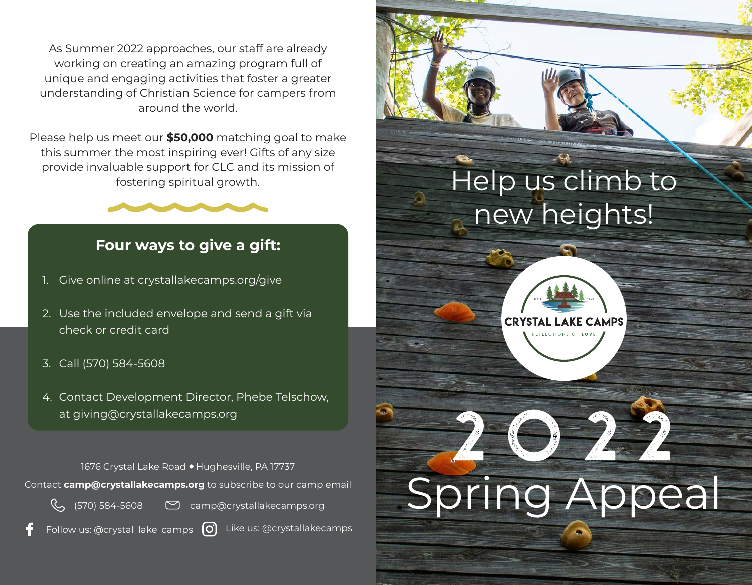As Summer 2022 approaches, our staff are already working on creating an amazing program full of unique and engaging activities that foster a greater understanding of Christian Science for campers from around the world.

Please help us meet our **$50,000** matching goal to make this summer the most inspiring ever! Gifts of any size provide invaluable support for CLC and its mission of fostering spiritual growth.

## Four ways to give a gift:

1. Give online at crystallakecamps.org/give
2. Use the included envelope and send a gift via check or credit card
3. Call (570) 584-5608
4. Contact Development Director, Phebe Telschow, at giving@crystallakecamps.org

1676 Crystal Lake Road • Hughesville, PA 17737

Contact **camp@crystallakecamps.org** to subscribe to our camp email

(570) 584-5608 camp@crystallakecamps.org

Follow us: @crystal_lake_camps Like us: @crystallakecamps

# Help us climb to new heights!

CRYSTAL LAKE CAMPS

EST 1949

REFLECTIONS OF LOVE

# 2022 Spring Appeal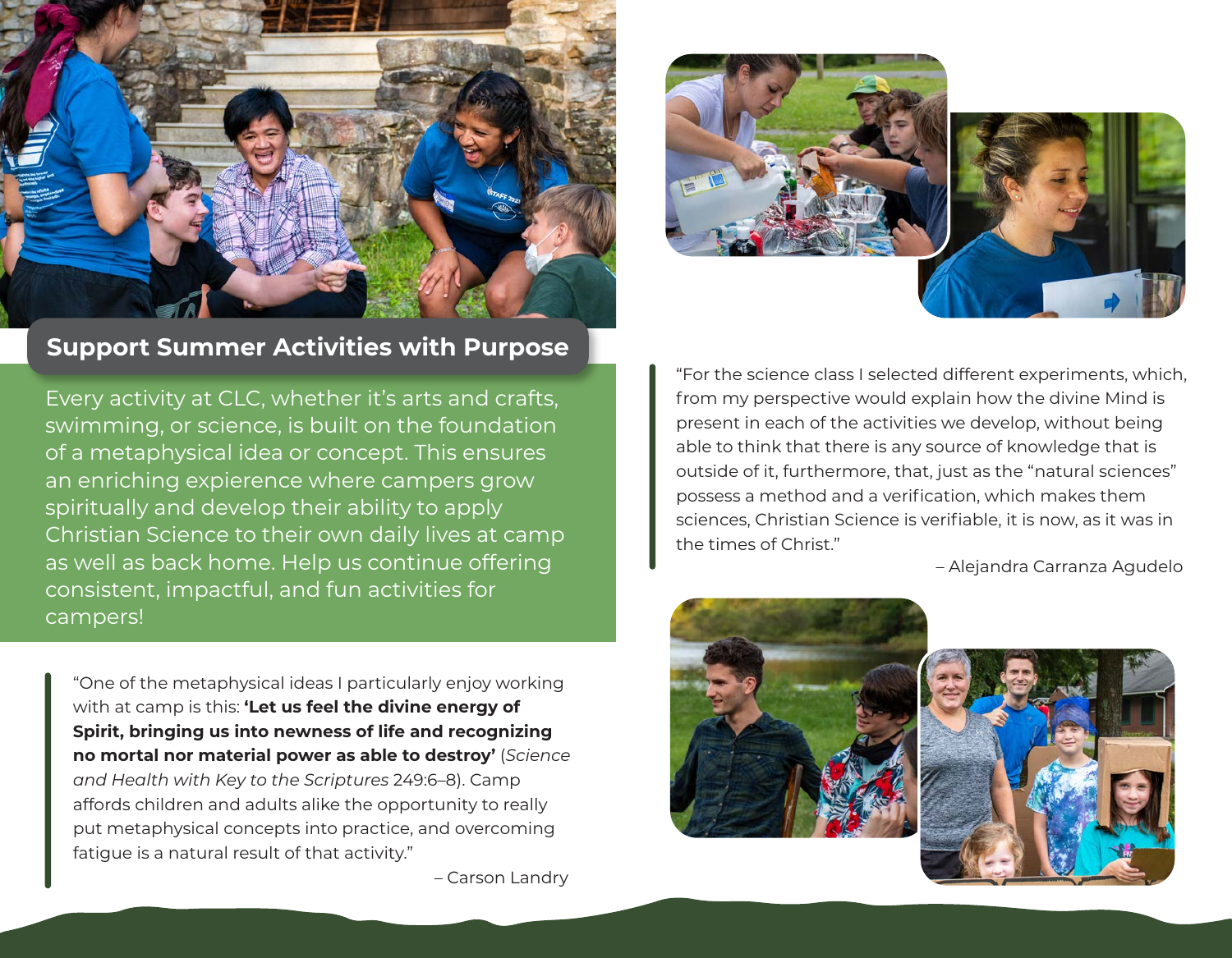## Support Summer Activities with Purpose

Every activity at CLC, whether it's arts and crafts, swimming, or science, is built on the foundation of a metaphysical idea or concept. This ensures an enriching expierence where campers grow spiritually and develop their ability to apply Christian Science to their own daily lives at camp as well as back home. Help us continue offering consistent, impactful, and fun activities for campers!

> "One of the metaphysical ideas I particularly enjoy working with at camp is this: **'Let us feel the divine energy of Spirit, bringing us into newness of life and recognizing no mortal nor material power as able to destroy'** (*Science and Health with Key to the Scriptures* 249:6–8). Camp affords children and adults alike the opportunity to really put metaphysical concepts into practice, and overcoming fatigue is a natural result of that activity."
>
> – Carson Landry

> "For the science class I selected different experiments, which, from my perspective would explain how the divine Mind is present in each of the activities we develop, without being able to think that there is any source of knowledge that is outside of it, furthermore, that, just as the "natural sciences" possess a method and a verification, which makes them sciences, Christian Science is verifiable, it is now, as it was in the times of Christ."
>
> – Alejandra Carranza Agudelo